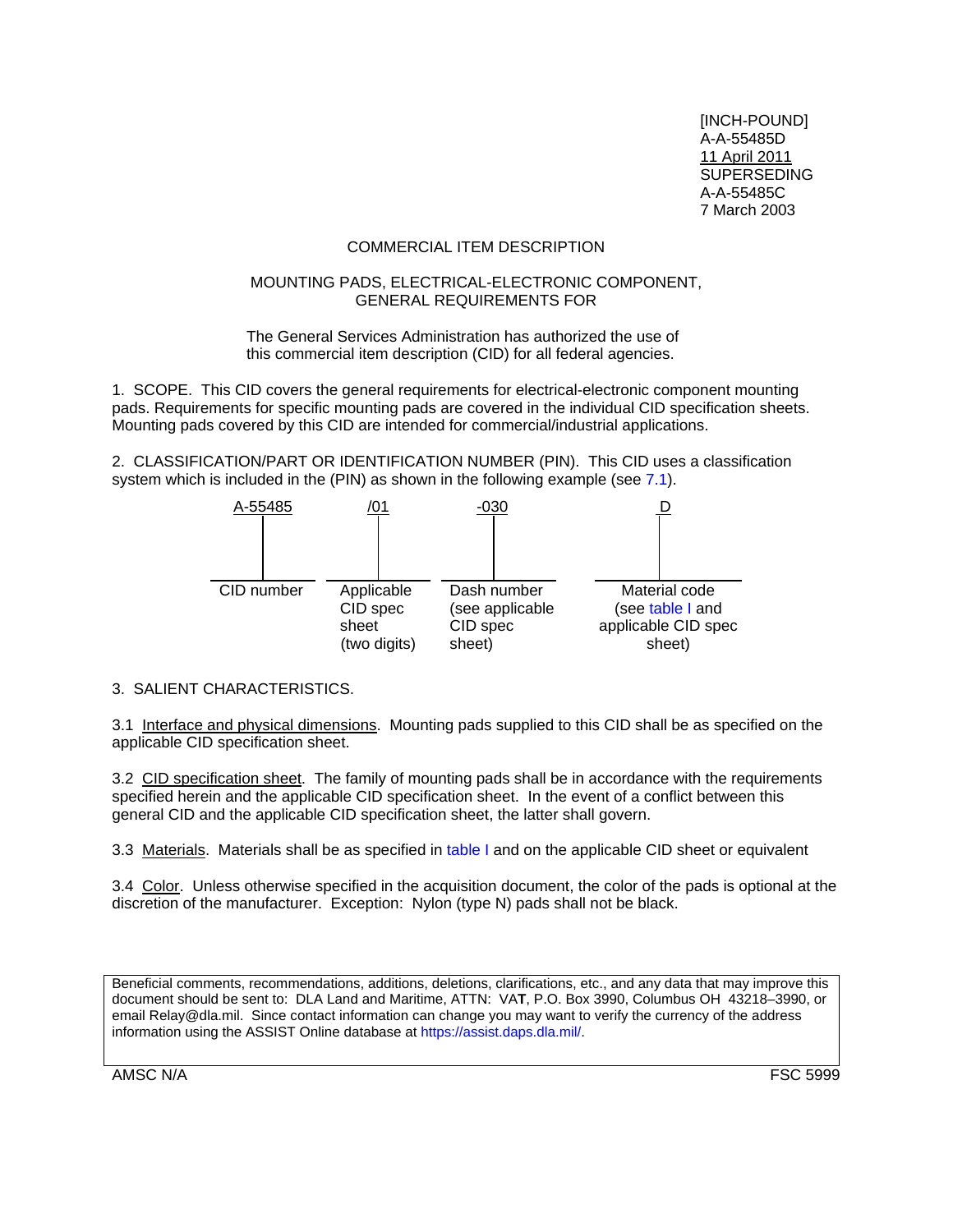[INCH-POUND]
A-A-55485D
11 April 2011
SUPERSEDING
A-A-55485C
7 March 2003

# COMMERCIAL ITEM DESCRIPTION

## MOUNTING PADS, ELECTRICAL-ELECTRONIC COMPONENT, GENERAL REQUIREMENTS FOR

The General Services Administration has authorized the use of this commercial item description (CID) for all federal agencies.

1. SCOPE. This CID covers the general requirements for electrical-electronic component mounting pads. Requirements for specific mounting pads are covered in the individual CID specification sheets. Mounting pads covered by this CID are intended for commercial/industrial applications.

2. CLASSIFICATION/PART OR IDENTIFICATION NUMBER (PIN). This CID uses a classification system which is included in the (PIN) as shown in the following example (see 7.1).

| A-55485 | /01 | -030 | D |
|---|---|---|---|
| CID number | Applicable CID spec sheet (two digits) | Dash number (see applicable CID spec sheet) | Material code (see table I and applicable CID spec sheet) |

3. SALIENT CHARACTERISTICS.

3.1 Interface and physical dimensions. Mounting pads supplied to this CID shall be as specified on the applicable CID specification sheet.

3.2 CID specification sheet. The family of mounting pads shall be in accordance with the requirements specified herein and the applicable CID specification sheet. In the event of a conflict between this general CID and the applicable CID specification sheet, the latter shall govern.

3.3 Materials. Materials shall be as specified in table I and on the applicable CID sheet or equivalent

3.4 Color. Unless otherwise specified in the acquisition document, the color of the pads is optional at the discretion of the manufacturer. Exception: Nylon (type N) pads shall not be black.

Beneficial comments, recommendations, additions, deletions, clarifications, etc., and any data that may improve this document should be sent to: DLA Land and Maritime, ATTN: VAT, P.O. Box 3990, Columbus OH 43218–3990, or email Relay@dla.mil. Since contact information can change you may want to verify the currency of the address information using the ASSIST Online database at https://assist.daps.dla.mil/.

AMSC N/A FSC 5999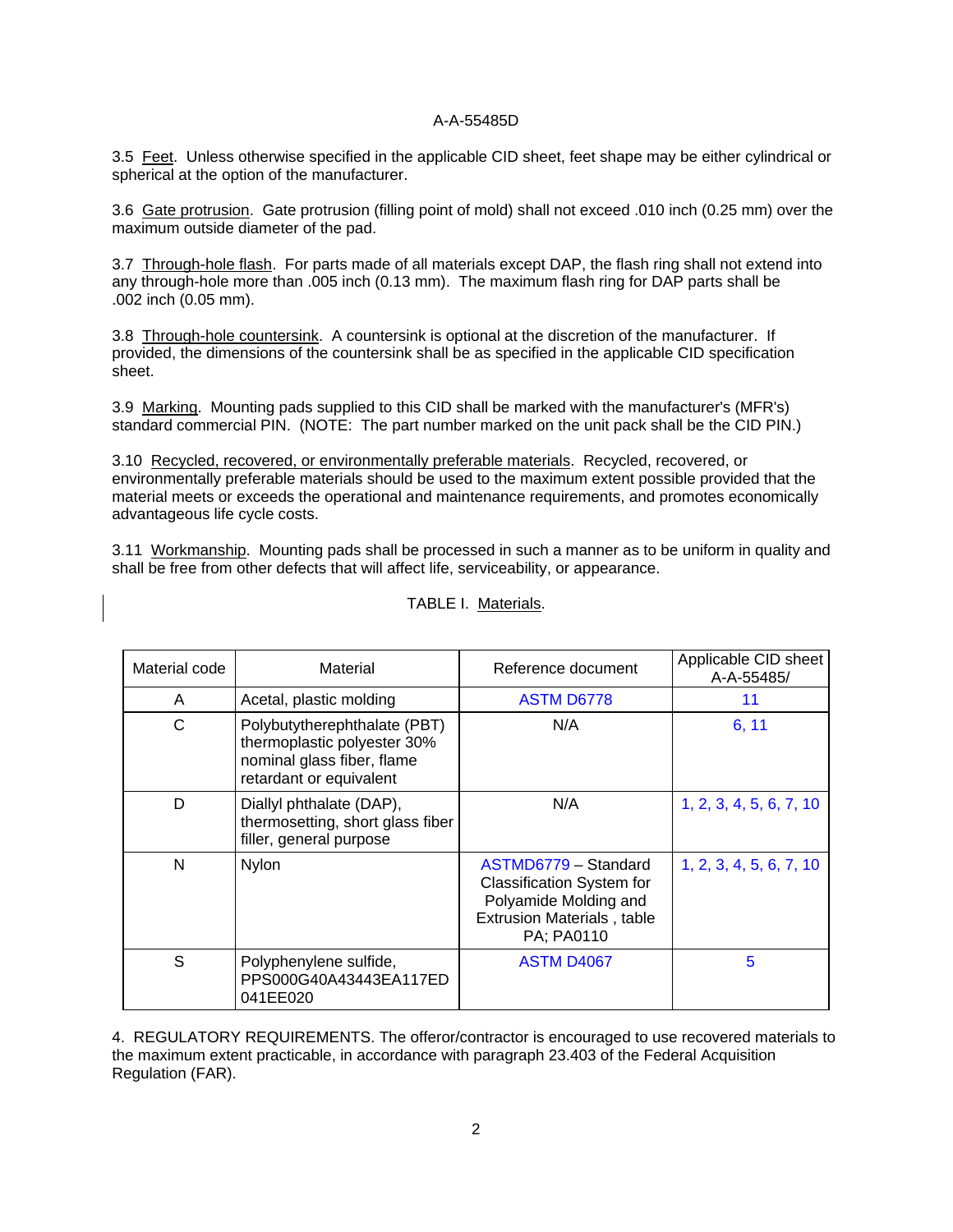3.5 Feet. Unless otherwise specified in the applicable CID sheet, feet shape may be either cylindrical or spherical at the option of the manufacturer.

3.6 Gate protrusion. Gate protrusion (filling point of mold) shall not exceed .010 inch (0.25 mm) over the maximum outside diameter of the pad.

3.7 Through-hole flash. For parts made of all materials except DAP, the flash ring shall not extend into any through-hole more than .005 inch (0.13 mm). The maximum flash ring for DAP parts shall be .002 inch (0.05 mm).

3.8 Through-hole countersink. A countersink is optional at the discretion of the manufacturer. If provided, the dimensions of the countersink shall be as specified in the applicable CID specification sheet.

3.9 Marking. Mounting pads supplied to this CID shall be marked with the manufacturer's (MFR's) standard commercial PIN. (NOTE: The part number marked on the unit pack shall be the CID PIN.)

3.10 Recycled, recovered, or environmentally preferable materials. Recycled, recovered, or environmentally preferable materials should be used to the maximum extent possible provided that the material meets or exceeds the operational and maintenance requirements, and promotes economically advantageous life cycle costs.

3.11 Workmanship. Mounting pads shall be processed in such a manner as to be uniform in quality and shall be free from other defects that will affect life, serviceability, or appearance.

TABLE I. Materials.

| Material code | Material | Reference document | Applicable CID sheet A-A-55485/ |
|---|---|---|---|
| A | Acetal, plastic molding | ASTM D6778 | 11 |
| C | Polybutytherephthalate (PBT) thermoplastic polyester 30% nominal glass fiber, flame retardant or equivalent | N/A | 6, 11 |
| D | Diallyl phthalate (DAP), thermosetting, short glass fiber filler, general purpose | N/A | 1, 2, 3, 4, 5, 6, 7, 10 |
| N | Nylon | ASTMD6779 – Standard Classification System for Polyamide Molding and Extrusion Materials , table PA; PA0110 | 1, 2, 3, 4, 5, 6, 7, 10 |
| S | Polyphenylene sulfide, PPS000G40A43443EA117ED 041EE020 | ASTM D4067 | 5 |

4. REGULATORY REQUIREMENTS. The offeror/contractor is encouraged to use recovered materials to the maximum extent practicable, in accordance with paragraph 23.403 of the Federal Acquisition Regulation (FAR).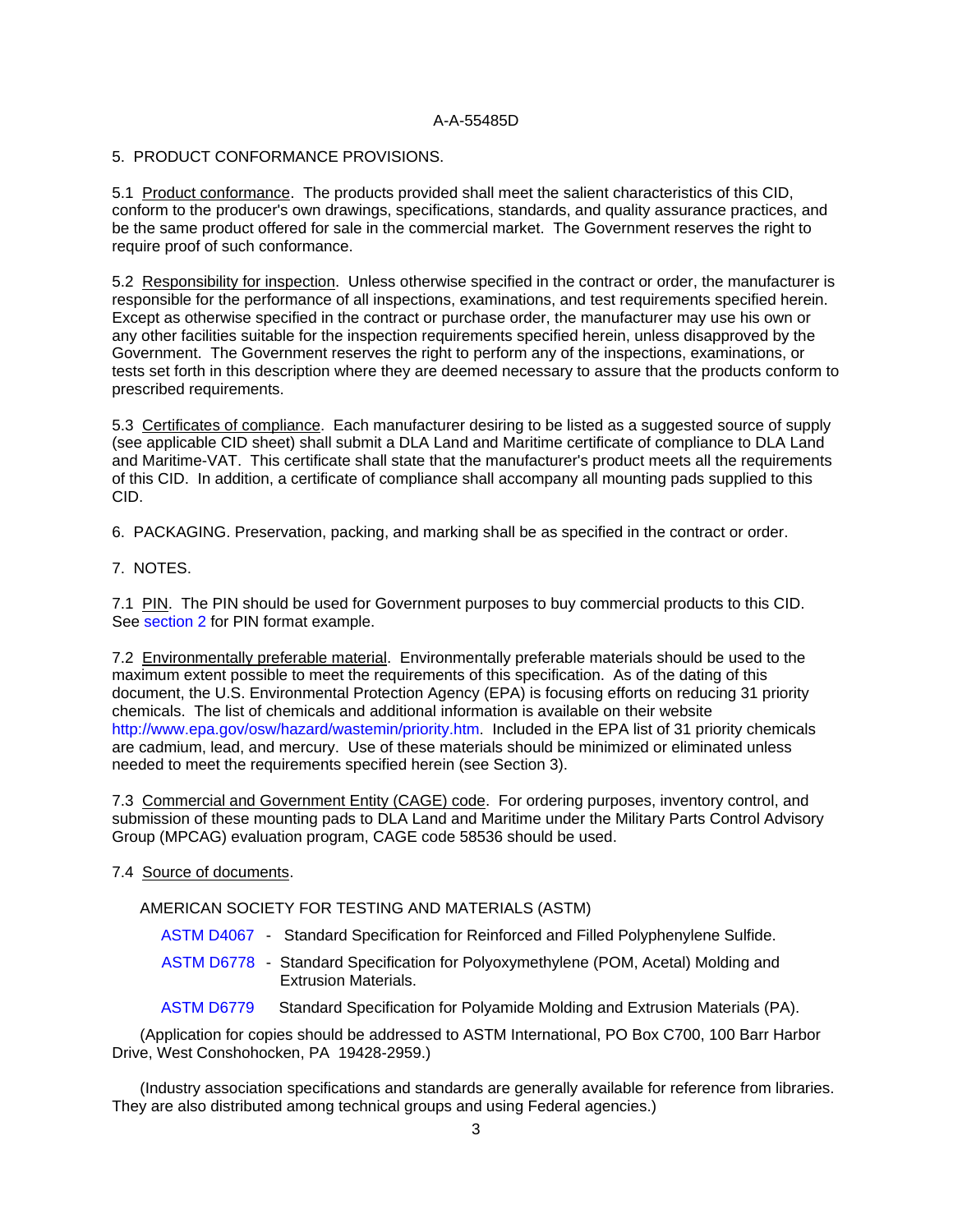## 5. PRODUCT CONFORMANCE PROVISIONS.

5.1 Product conformance. The products provided shall meet the salient characteristics of this CID, conform to the producer's own drawings, specifications, standards, and quality assurance practices, and be the same product offered for sale in the commercial market. The Government reserves the right to require proof of such conformance.

5.2 Responsibility for inspection. Unless otherwise specified in the contract or order, the manufacturer is responsible for the performance of all inspections, examinations, and test requirements specified herein. Except as otherwise specified in the contract or purchase order, the manufacturer may use his own or any other facilities suitable for the inspection requirements specified herein, unless disapproved by the Government. The Government reserves the right to perform any of the inspections, examinations, or tests set forth in this description where they are deemed necessary to assure that the products conform to prescribed requirements.

5.3 Certificates of compliance. Each manufacturer desiring to be listed as a suggested source of supply (see applicable CID sheet) shall submit a DLA Land and Maritime certificate of compliance to DLA Land and Maritime-VAT. This certificate shall state that the manufacturer's product meets all the requirements of this CID. In addition, a certificate of compliance shall accompany all mounting pads supplied to this CID.

## 6. PACKAGING. Preservation, packing, and marking shall be as specified in the contract or order.

## 7. NOTES.

7.1 PIN. The PIN should be used for Government purposes to buy commercial products to this CID. See section 2 for PIN format example.

7.2 Environmentally preferable material. Environmentally preferable materials should be used to the maximum extent possible to meet the requirements of this specification. As of the dating of this document, the U.S. Environmental Protection Agency (EPA) is focusing efforts on reducing 31 priority chemicals. The list of chemicals and additional information is available on their website http://www.epa.gov/osw/hazard/wastemin/priority.htm. Included in the EPA list of 31 priority chemicals are cadmium, lead, and mercury. Use of these materials should be minimized or eliminated unless needed to meet the requirements specified herein (see Section 3).

7.3 Commercial and Government Entity (CAGE) code. For ordering purposes, inventory control, and submission of these mounting pads to DLA Land and Maritime under the Military Parts Control Advisory Group (MPCAG) evaluation program, CAGE code 58536 should be used.

7.4 Source of documents.

AMERICAN SOCIETY FOR TESTING AND MATERIALS (ASTM)

- ASTM D4067 - Standard Specification for Reinforced and Filled Polyphenylene Sulfide.
- ASTM D6778 - Standard Specification for Polyoxymethylene (POM, Acetal) Molding and Extrusion Materials.
- ASTM D6779 Standard Specification for Polyamide Molding and Extrusion Materials (PA).

(Application for copies should be addressed to ASTM International, PO Box C700, 100 Barr Harbor Drive, West Conshohocken, PA 19428-2959.)

(Industry association specifications and standards are generally available for reference from libraries. They are also distributed among technical groups and using Federal agencies.)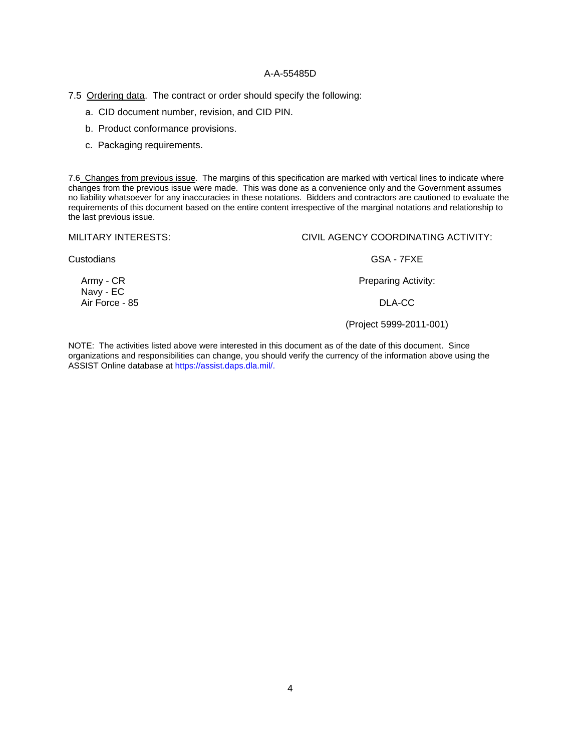7.5 Ordering data. The contract or order should specify the following:

a. CID document number, revision, and CID PIN.

b. Product conformance provisions.

c. Packaging requirements.

7.6 Changes from previous issue. The margins of this specification are marked with vertical lines to indicate where changes from the previous issue were made. This was done as a convenience only and the Government assumes no liability whatsoever for any inaccuracies in these notations. Bidders and contractors are cautioned to evaluate the requirements of this document based on the entire content irrespective of the marginal notations and relationship to the last previous issue.

MILITARY INTERESTS:

Custodians

Army - CR
Navy - EC
Air Force - 85

CIVIL AGENCY COORDINATING ACTIVITY:

GSA - 7FXE

Preparing Activity:

DLA-CC

(Project 5999-2011-001)

NOTE: The activities listed above were interested in this document as of the date of this document. Since organizations and responsibilities can change, you should verify the currency of the information above using the ASSIST Online database at https://assist.daps.dla.mil/.